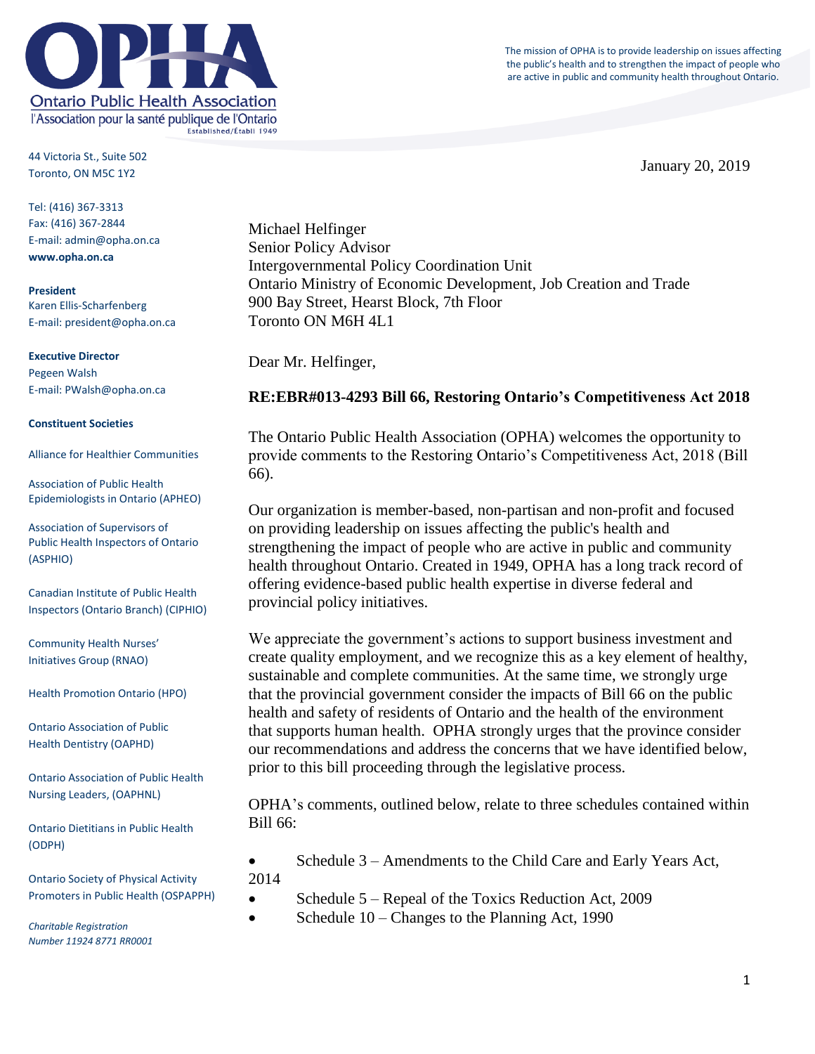# Ontario Public Health Association

l'Association pour la santé publique de l'Ontario

Established/Établi 1949

The mission of OPHA is to provide leadership on issues affecting the public's health and to strengthen the impact of people who are active in public and community health throughout Ontario.

44 Victoria St., Suite 502
Toronto, ON M5C 1Y2

Tel: (416) 367-3313
Fax: (416) 367-2844
E-mail: admin@opha.on.ca
**www.opha.on.ca**

**President**
Karen Ellis-Scharfenberg
E-mail: president@opha.on.ca

**Executive Director**
Pegeen Walsh
E-mail: PWalsh@opha.on.ca

**Constituent Societies**

Alliance for Healthier Communities

Association of Public Health Epidemiologists in Ontario (APHEO)

Association of Supervisors of Public Health Inspectors of Ontario (ASPHIO)

Canadian Institute of Public Health Inspectors (Ontario Branch) (CIPHIO)

Community Health Nurses' Initiatives Group (RNAO)

Health Promotion Ontario (HPO)

Ontario Association of Public Health Dentistry (OAPHD)

Ontario Association of Public Health Nursing Leaders, (OAPHNL)

Ontario Dietitians in Public Health (ODPH)

Ontario Society of Physical Activity Promoters in Public Health (OSPAPPH)

*Charitable Registration Number 11924 8771 RR0001*

January 20, 2019

Michael Helfinger
Senior Policy Advisor
Intergovernmental Policy Coordination Unit
Ontario Ministry of Economic Development, Job Creation and Trade
900 Bay Street, Hearst Block, 7th Floor
Toronto ON M6H 4L1

Dear Mr. Helfinger,

**RE:EBR#013-4293 Bill 66, Restoring Ontario's Competitiveness Act 2018**

The Ontario Public Health Association (OPHA) welcomes the opportunity to provide comments to the Restoring Ontario's Competitiveness Act, 2018 (Bill 66).

Our organization is member-based, non-partisan and non-profit and focused on providing leadership on issues affecting the public's health and strengthening the impact of people who are active in public and community health throughout Ontario. Created in 1949, OPHA has a long track record of offering evidence-based public health expertise in diverse federal and provincial policy initiatives.

We appreciate the government's actions to support business investment and create quality employment, and we recognize this as a key element of healthy, sustainable and complete communities. At the same time, we strongly urge that the provincial government consider the impacts of Bill 66 on the public health and safety of residents of Ontario and the health of the environment that supports human health. OPHA strongly urges that the province consider our recommendations and address the concerns that we have identified below, prior to this bill proceeding through the legislative process.

OPHA's comments, outlined below, relate to three schedules contained within Bill 66:

- Schedule 3 – Amendments to the Child Care and Early Years Act, 2014
- Schedule 5 – Repeal of the Toxics Reduction Act, 2009
- Schedule 10 – Changes to the Planning Act, 1990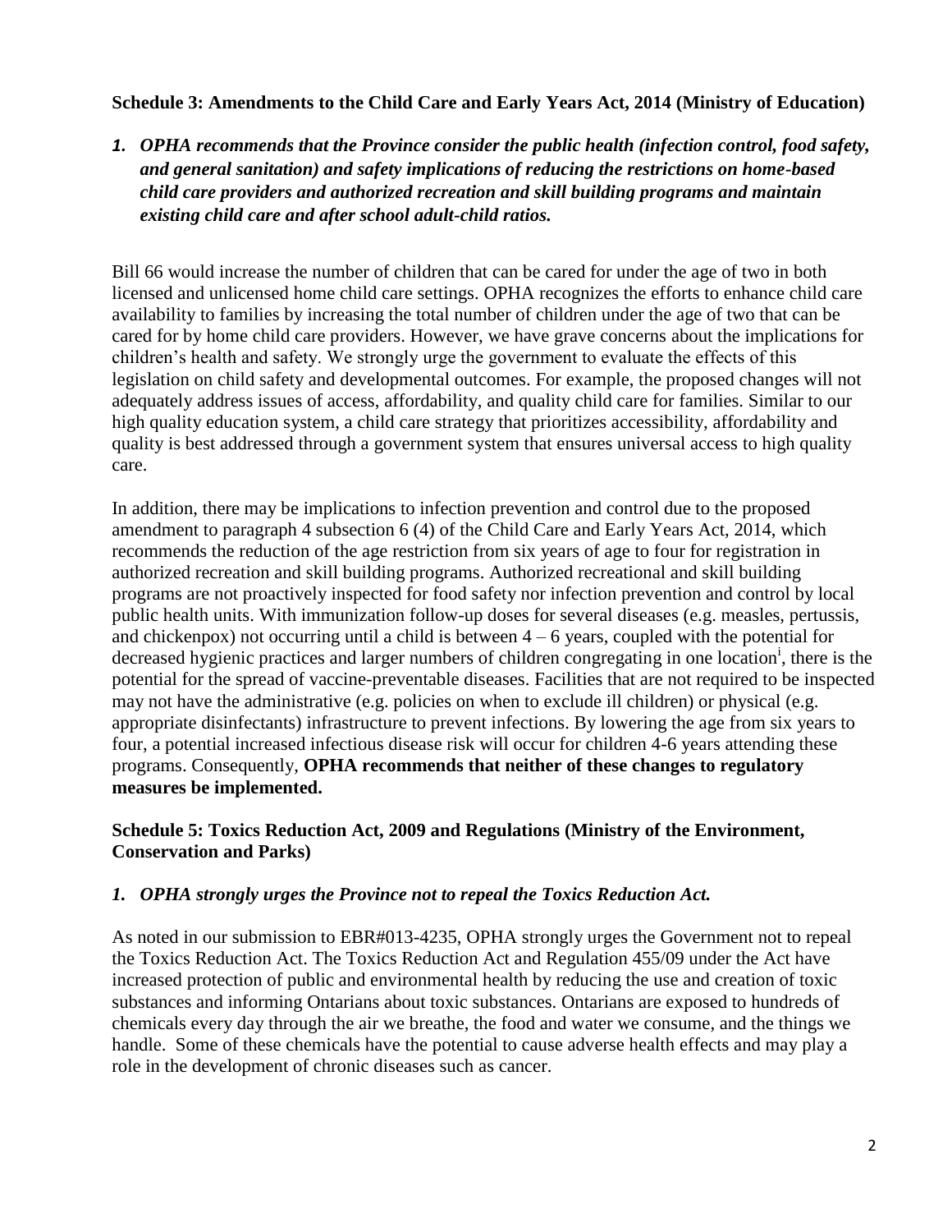**Schedule 3: Amendments to the Child Care and Early Years Act, 2014 (Ministry of Education)**

1. ***OPHA recommends that the Province consider the public health (infection control, food safety, and general sanitation) and safety implications of reducing the restrictions on home-based child care providers and authorized recreation and skill building programs and maintain existing child care and after school adult-child ratios.***

Bill 66 would increase the number of children that can be cared for under the age of two in both licensed and unlicensed home child care settings. OPHA recognizes the efforts to enhance child care availability to families by increasing the total number of children under the age of two that can be cared for by home child care providers. However, we have grave concerns about the implications for children's health and safety. We strongly urge the government to evaluate the effects of this legislation on child safety and developmental outcomes. For example, the proposed changes will not adequately address issues of access, affordability, and quality child care for families. Similar to our high quality education system, a child care strategy that prioritizes accessibility, affordability and quality is best addressed through a government system that ensures universal access to high quality care.

In addition, there may be implications to infection prevention and control due to the proposed amendment to paragraph 4 subsection 6 (4) of the Child Care and Early Years Act, 2014, which recommends the reduction of the age restriction from six years of age to four for registration in authorized recreation and skill building programs. Authorized recreational and skill building programs are not proactively inspected for food safety nor infection prevention and control by local public health units. With immunization follow-up doses for several diseases (e.g. measles, pertussis, and chickenpox) not occurring until a child is between 4 – 6 years, coupled with the potential for decreased hygienic practices and larger numbers of children congregating in one location[i], there is the potential for the spread of vaccine-preventable diseases. Facilities that are not required to be inspected may not have the administrative (e.g. policies on when to exclude ill children) or physical (e.g. appropriate disinfectants) infrastructure to prevent infections. By lowering the age from six years to four, a potential increased infectious disease risk will occur for children 4-6 years attending these programs. Consequently, **OPHA recommends that neither of these changes to regulatory measures be implemented.**

**Schedule 5: Toxics Reduction Act, 2009 and Regulations (Ministry of the Environment, Conservation and Parks)**

1. ***OPHA strongly urges the Province not to repeal the Toxics Reduction Act.***

As noted in our submission to EBR#013-4235, OPHA strongly urges the Government not to repeal the Toxics Reduction Act. The Toxics Reduction Act and Regulation 455/09 under the Act have increased protection of public and environmental health by reducing the use and creation of toxic substances and informing Ontarians about toxic substances. Ontarians are exposed to hundreds of chemicals every day through the air we breathe, the food and water we consume, and the things we handle. Some of these chemicals have the potential to cause adverse health effects and may play a role in the development of chronic diseases such as cancer.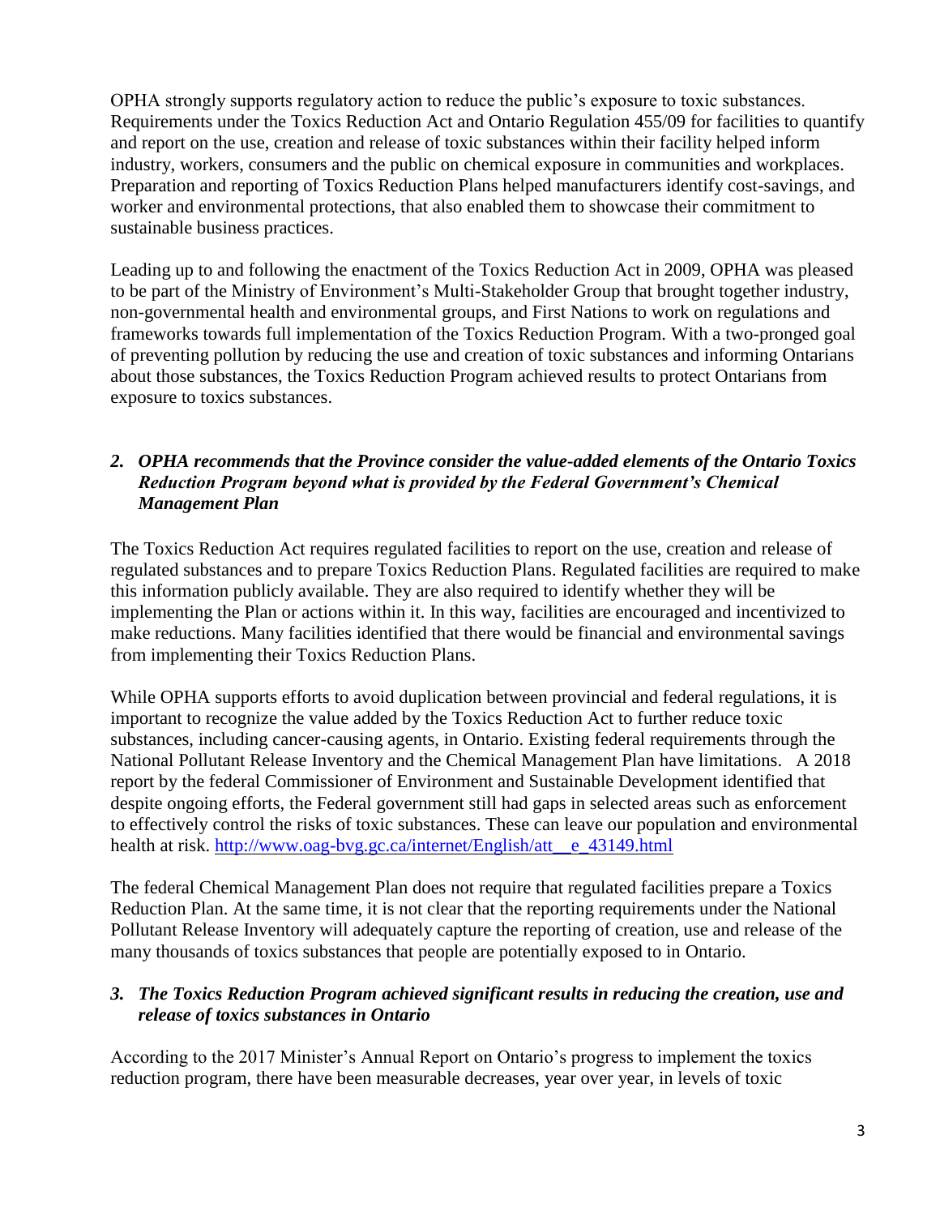OPHA strongly supports regulatory action to reduce the public's exposure to toxic substances. Requirements under the Toxics Reduction Act and Ontario Regulation 455/09 for facilities to quantify and report on the use, creation and release of toxic substances within their facility helped inform industry, workers, consumers and the public on chemical exposure in communities and workplaces. Preparation and reporting of Toxics Reduction Plans helped manufacturers identify cost-savings, and worker and environmental protections, that also enabled them to showcase their commitment to sustainable business practices.

Leading up to and following the enactment of the Toxics Reduction Act in 2009, OPHA was pleased to be part of the Ministry of Environment's Multi-Stakeholder Group that brought together industry, non-governmental health and environmental groups, and First Nations to work on regulations and frameworks towards full implementation of the Toxics Reduction Program. With a two-pronged goal of preventing pollution by reducing the use and creation of toxic substances and informing Ontarians about those substances, the Toxics Reduction Program achieved results to protect Ontarians from exposure to toxics substances.

### *2. OPHA recommends that the Province consider the value-added elements of the Ontario Toxics Reduction Program beyond what is provided by the Federal Government's Chemical Management Plan*

The Toxics Reduction Act requires regulated facilities to report on the use, creation and release of regulated substances and to prepare Toxics Reduction Plans. Regulated facilities are required to make this information publicly available. They are also required to identify whether they will be implementing the Plan or actions within it. In this way, facilities are encouraged and incentivized to make reductions. Many facilities identified that there would be financial and environmental savings from implementing their Toxics Reduction Plans.

While OPHA supports efforts to avoid duplication between provincial and federal regulations, it is important to recognize the value added by the Toxics Reduction Act to further reduce toxic substances, including cancer-causing agents, in Ontario. Existing federal requirements through the National Pollutant Release Inventory and the Chemical Management Plan have limitations. A 2018 report by the federal Commissioner of Environment and Sustainable Development identified that despite ongoing efforts, the Federal government still had gaps in selected areas such as enforcement to effectively control the risks of toxic substances. These can leave our population and environmental health at risk. http://www.oag-bvg.gc.ca/internet/English/att__e_43149.html

The federal Chemical Management Plan does not require that regulated facilities prepare a Toxics Reduction Plan. At the same time, it is not clear that the reporting requirements under the National Pollutant Release Inventory will adequately capture the reporting of creation, use and release of the many thousands of toxics substances that people are potentially exposed to in Ontario.

### *3. The Toxics Reduction Program achieved significant results in reducing the creation, use and release of toxics substances in Ontario*

According to the 2017 Minister's Annual Report on Ontario's progress to implement the toxics reduction program, there have been measurable decreases, year over year, in levels of toxic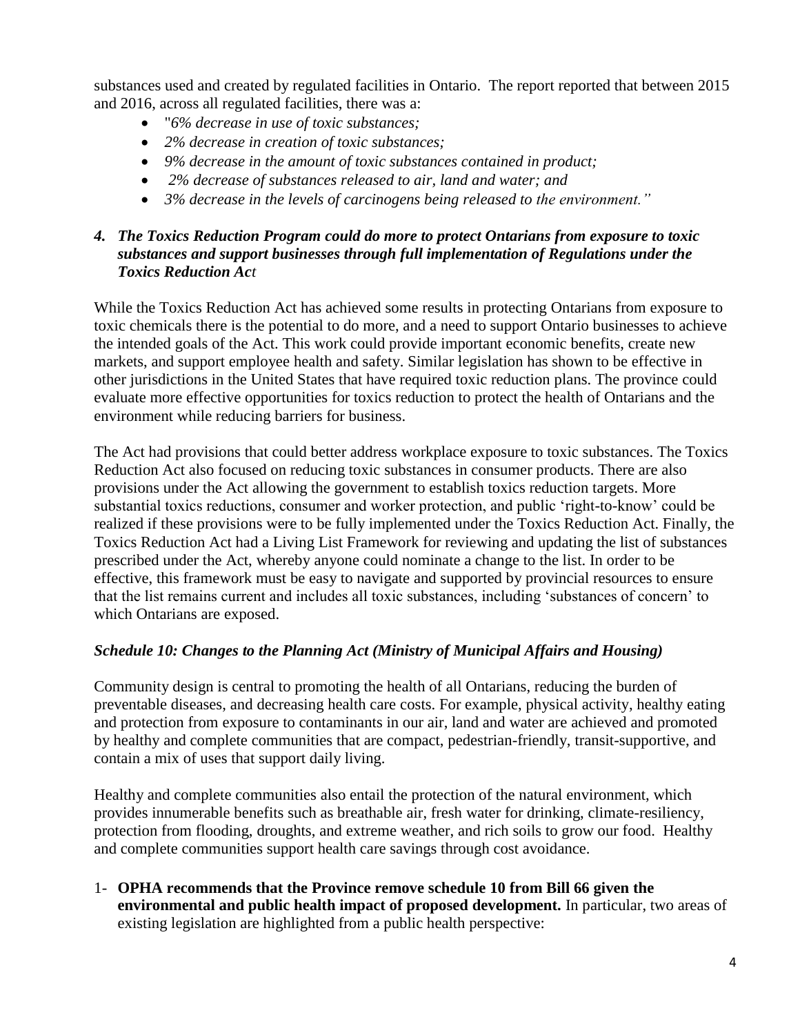substances used and created by regulated facilities in Ontario. The report reported that between 2015 and 2016, across all regulated facilities, there was a:

- *"6% decrease in use of toxic substances;*
- *2% decrease in creation of toxic substances;*
- *9% decrease in the amount of toxic substances contained in product;*
- *2% decrease of substances released to air, land and water; and*
- *3% decrease in the levels of carcinogens being released to the environment."*

### *4. The Toxics Reduction Program could do more to protect Ontarians from exposure to toxic substances and support businesses through full implementation of Regulations under the Toxics Reduction Act*

While the Toxics Reduction Act has achieved some results in protecting Ontarians from exposure to toxic chemicals there is the potential to do more, and a need to support Ontario businesses to achieve the intended goals of the Act. This work could provide important economic benefits, create new markets, and support employee health and safety. Similar legislation has shown to be effective in other jurisdictions in the United States that have required toxic reduction plans. The province could evaluate more effective opportunities for toxics reduction to protect the health of Ontarians and the environment while reducing barriers for business.

The Act had provisions that could better address workplace exposure to toxic substances. The Toxics Reduction Act also focused on reducing toxic substances in consumer products. There are also provisions under the Act allowing the government to establish toxics reduction targets. More substantial toxics reductions, consumer and worker protection, and public 'right-to-know' could be realized if these provisions were to be fully implemented under the Toxics Reduction Act. Finally, the Toxics Reduction Act had a Living List Framework for reviewing and updating the list of substances prescribed under the Act, whereby anyone could nominate a change to the list. In order to be effective, this framework must be easy to navigate and supported by provincial resources to ensure that the list remains current and includes all toxic substances, including 'substances of concern' to which Ontarians are exposed.

### *Schedule 10: Changes to the Planning Act (Ministry of Municipal Affairs and Housing)*

Community design is central to promoting the health of all Ontarians, reducing the burden of preventable diseases, and decreasing health care costs. For example, physical activity, healthy eating and protection from exposure to contaminants in our air, land and water are achieved and promoted by healthy and complete communities that are compact, pedestrian-friendly, transit-supportive, and contain a mix of uses that support daily living.

Healthy and complete communities also entail the protection of the natural environment, which provides innumerable benefits such as breathable air, fresh water for drinking, climate-resiliency, protection from flooding, droughts, and extreme weather, and rich soils to grow our food. Healthy and complete communities support health care savings through cost avoidance.

1- **OPHA recommends that the Province remove schedule 10 from Bill 66 given the environmental and public health impact of proposed development.** In particular, two areas of existing legislation are highlighted from a public health perspective: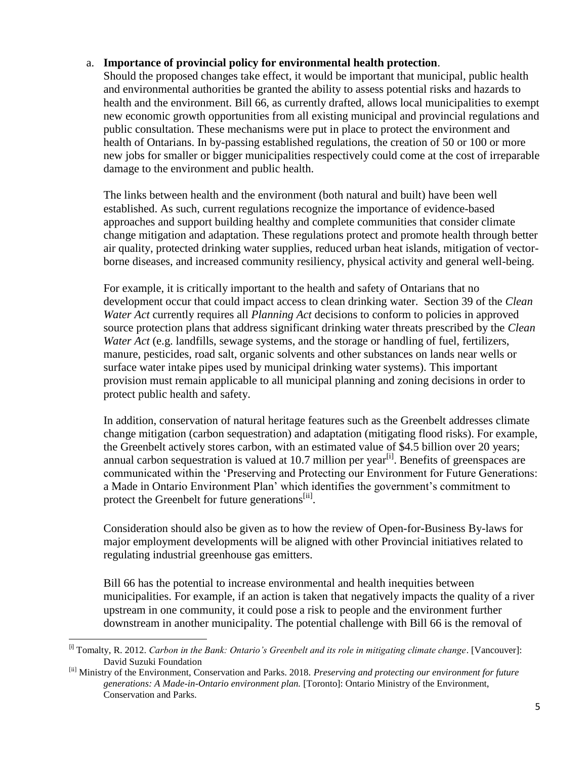a. **Importance of provincial policy for environmental health protection**.

Should the proposed changes take effect, it would be important that municipal, public health and environmental authorities be granted the ability to assess potential risks and hazards to health and the environment. Bill 66, as currently drafted, allows local municipalities to exempt new economic growth opportunities from all existing municipal and provincial regulations and public consultation. These mechanisms were put in place to protect the environment and health of Ontarians. In by-passing established regulations, the creation of 50 or 100 or more new jobs for smaller or bigger municipalities respectively could come at the cost of irreparable damage to the environment and public health.

The links between health and the environment (both natural and built) have been well established. As such, current regulations recognize the importance of evidence-based approaches and support building healthy and complete communities that consider climate change mitigation and adaptation. These regulations protect and promote health through better air quality, protected drinking water supplies, reduced urban heat islands, mitigation of vector-borne diseases, and increased community resiliency, physical activity and general well-being.

For example, it is critically important to the health and safety of Ontarians that no development occur that could impact access to clean drinking water. Section 39 of the *Clean Water Act* currently requires all *Planning Act* decisions to conform to policies in approved source protection plans that address significant drinking water threats prescribed by the *Clean Water Act* (e.g. landfills, sewage systems, and the storage or handling of fuel, fertilizers, manure, pesticides, road salt, organic solvents and other substances on lands near wells or surface water intake pipes used by municipal drinking water systems). This important provision must remain applicable to all municipal planning and zoning decisions in order to protect public health and safety.

In addition, conservation of natural heritage features such as the Greenbelt addresses climate change mitigation (carbon sequestration) and adaptation (mitigating flood risks). For example, the Greenbelt actively stores carbon, with an estimated value of $4.5 billion over 20 years; annual carbon sequestration is valued at 10.7 million per year[i]. Benefits of greenspaces are communicated within the 'Preserving and Protecting our Environment for Future Generations: a Made in Ontario Environment Plan' which identifies the government's commitment to protect the Greenbelt for future generations[ii].

Consideration should also be given as to how the review of Open-for-Business By-laws for major employment developments will be aligned with other Provincial initiatives related to regulating industrial greenhouse gas emitters.

Bill 66 has the potential to increase environmental and health inequities between municipalities. For example, if an action is taken that negatively impacts the quality of a river upstream in one community, it could pose a risk to people and the environment further downstream in another municipality. The potential challenge with Bill 66 is the removal of

---

[i] Tomalty, R. 2012. *Carbon in the Bank: Ontario's Greenbelt and its role in mitigating climate change*. [Vancouver]: David Suzuki Foundation

[ii] Ministry of the Environment, Conservation and Parks. 2018. *Preserving and protecting our environment for future generations: A Made-in-Ontario environment plan.* [Toronto]: Ontario Ministry of the Environment, Conservation and Parks.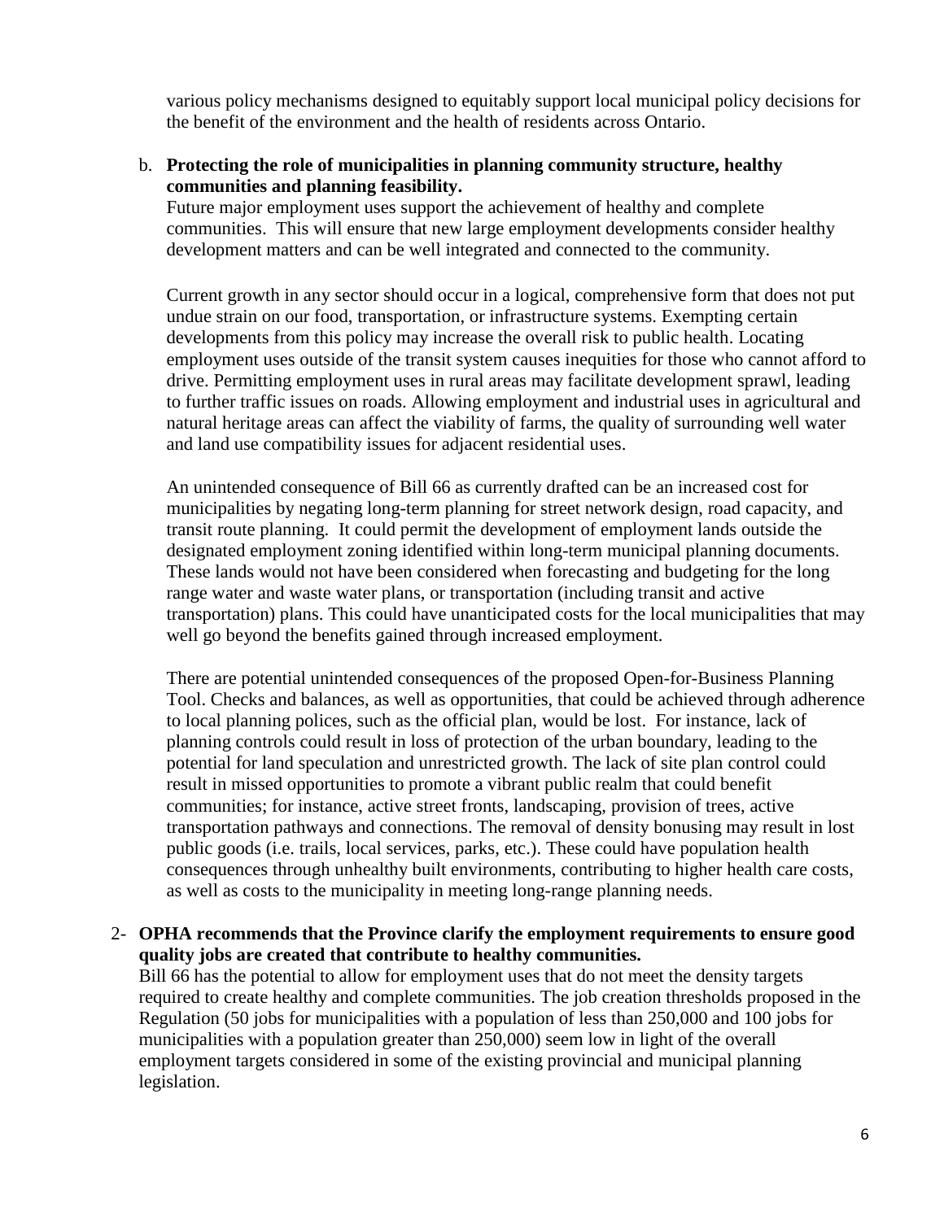various policy mechanisms designed to equitably support local municipal policy decisions for the benefit of the environment and the health of residents across Ontario.

b. **Protecting the role of municipalities in planning community structure, healthy communities and planning feasibility.**

Future major employment uses support the achievement of healthy and complete communities. This will ensure that new large employment developments consider healthy development matters and can be well integrated and connected to the community.

Current growth in any sector should occur in a logical, comprehensive form that does not put undue strain on our food, transportation, or infrastructure systems. Exempting certain developments from this policy may increase the overall risk to public health. Locating employment uses outside of the transit system causes inequities for those who cannot afford to drive. Permitting employment uses in rural areas may facilitate development sprawl, leading to further traffic issues on roads. Allowing employment and industrial uses in agricultural and natural heritage areas can affect the viability of farms, the quality of surrounding well water and land use compatibility issues for adjacent residential uses.

An unintended consequence of Bill 66 as currently drafted can be an increased cost for municipalities by negating long-term planning for street network design, road capacity, and transit route planning. It could permit the development of employment lands outside the designated employment zoning identified within long-term municipal planning documents. These lands would not have been considered when forecasting and budgeting for the long range water and waste water plans, or transportation (including transit and active transportation) plans. This could have unanticipated costs for the local municipalities that may well go beyond the benefits gained through increased employment.

There are potential unintended consequences of the proposed Open-for-Business Planning Tool. Checks and balances, as well as opportunities, that could be achieved through adherence to local planning polices, such as the official plan, would be lost. For instance, lack of planning controls could result in loss of protection of the urban boundary, leading to the potential for land speculation and unrestricted growth. The lack of site plan control could result in missed opportunities to promote a vibrant public realm that could benefit communities; for instance, active street fronts, landscaping, provision of trees, active transportation pathways and connections. The removal of density bonusing may result in lost public goods (i.e. trails, local services, parks, etc.). These could have population health consequences through unhealthy built environments, contributing to higher health care costs, as well as costs to the municipality in meeting long-range planning needs.

2- **OPHA recommends that the Province clarify the employment requirements to ensure good quality jobs are created that contribute to healthy communities.**

Bill 66 has the potential to allow for employment uses that do not meet the density targets required to create healthy and complete communities. The job creation thresholds proposed in the Regulation (50 jobs for municipalities with a population of less than 250,000 and 100 jobs for municipalities with a population greater than 250,000) seem low in light of the overall employment targets considered in some of the existing provincial and municipal planning legislation.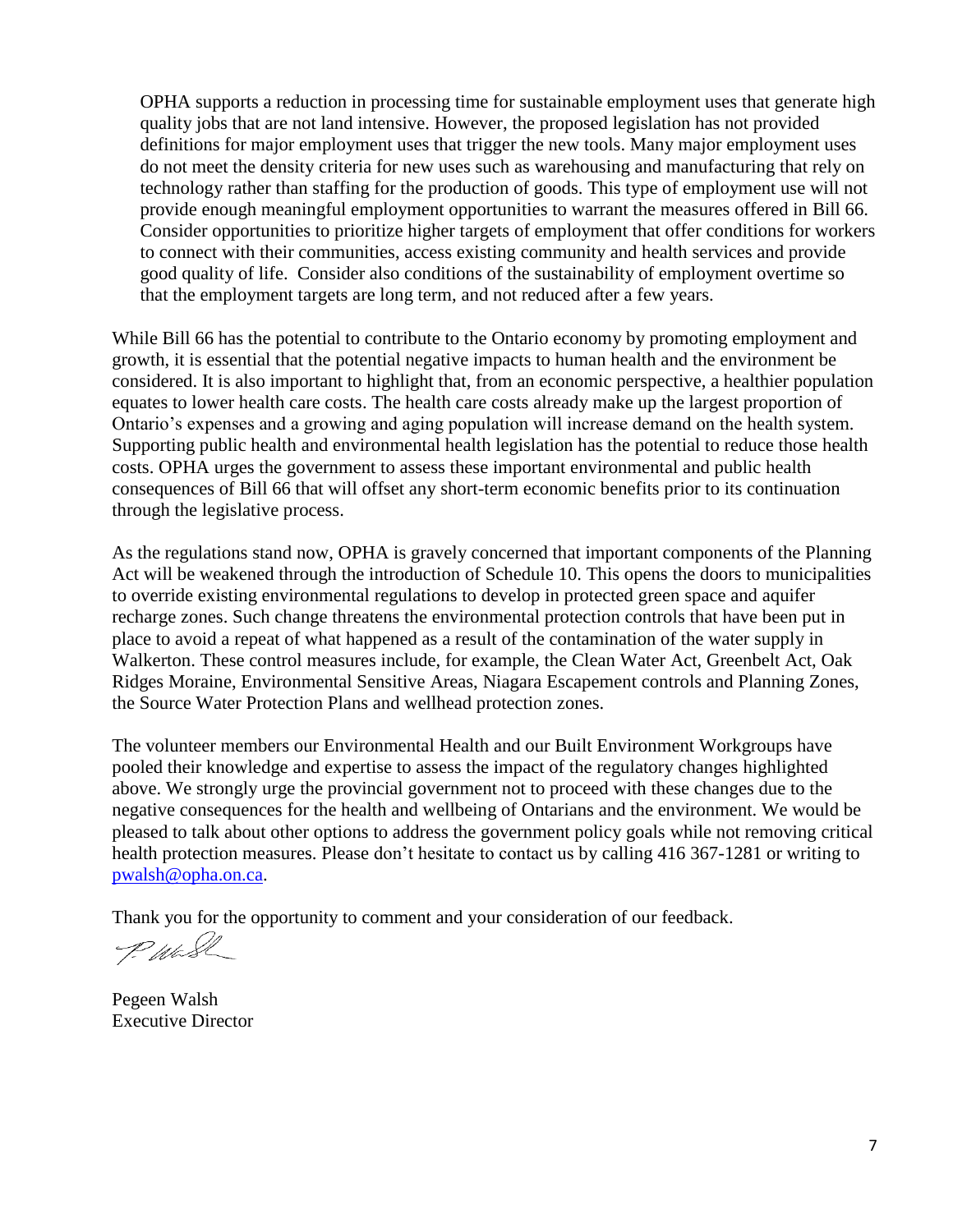OPHA supports a reduction in processing time for sustainable employment uses that generate high quality jobs that are not land intensive. However, the proposed legislation has not provided definitions for major employment uses that trigger the new tools. Many major employment uses do not meet the density criteria for new uses such as warehousing and manufacturing that rely on technology rather than staffing for the production of goods. This type of employment use will not provide enough meaningful employment opportunities to warrant the measures offered in Bill 66. Consider opportunities to prioritize higher targets of employment that offer conditions for workers to connect with their communities, access existing community and health services and provide good quality of life. Consider also conditions of the sustainability of employment overtime so that the employment targets are long term, and not reduced after a few years.

While Bill 66 has the potential to contribute to the Ontario economy by promoting employment and growth, it is essential that the potential negative impacts to human health and the environment be considered. It is also important to highlight that, from an economic perspective, a healthier population equates to lower health care costs. The health care costs already make up the largest proportion of Ontario's expenses and a growing and aging population will increase demand on the health system. Supporting public health and environmental health legislation has the potential to reduce those health costs. OPHA urges the government to assess these important environmental and public health consequences of Bill 66 that will offset any short-term economic benefits prior to its continuation through the legislative process.

As the regulations stand now, OPHA is gravely concerned that important components of the Planning Act will be weakened through the introduction of Schedule 10. This opens the doors to municipalities to override existing environmental regulations to develop in protected green space and aquifer recharge zones. Such change threatens the environmental protection controls that have been put in place to avoid a repeat of what happened as a result of the contamination of the water supply in Walkerton. These control measures include, for example, the Clean Water Act, Greenbelt Act, Oak Ridges Moraine, Environmental Sensitive Areas, Niagara Escapement controls and Planning Zones, the Source Water Protection Plans and wellhead protection zones.

The volunteer members our Environmental Health and our Built Environment Workgroups have pooled their knowledge and expertise to assess the impact of the regulatory changes highlighted above. We strongly urge the provincial government not to proceed with these changes due to the negative consequences for the health and wellbeing of Ontarians and the environment. We would be pleased to talk about other options to address the government policy goals while not removing critical health protection measures. Please don't hesitate to contact us by calling 416 367-1281 or writing to pwalsh@opha.on.ca.

Thank you for the opportunity to comment and your consideration of our feedback.

Pegeen Walsh
Executive Director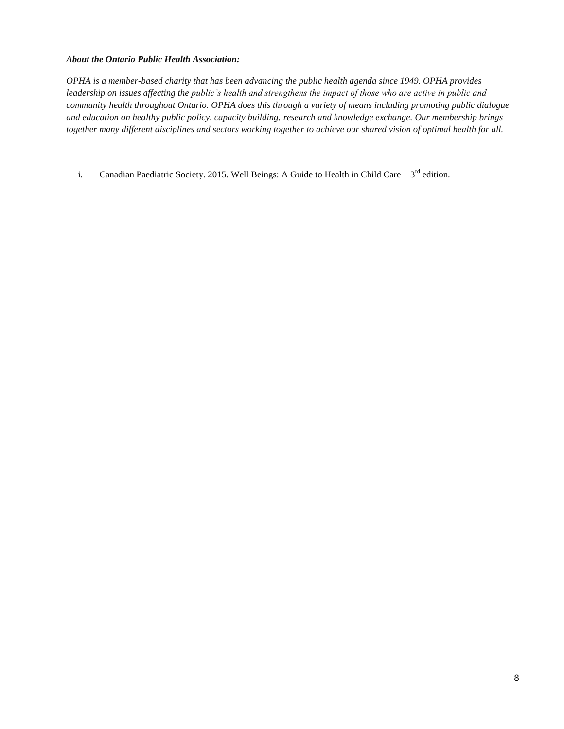***About the Ontario Public Health Association:***

*OPHA is a member-based charity that has been advancing the public health agenda since 1949. OPHA provides leadership on issues affecting the public's health and strengthens the impact of those who are active in public and community health throughout Ontario. OPHA does this through a variety of means including promoting public dialogue and education on healthy public policy, capacity building, research and knowledge exchange. Our membership brings together many different disciplines and sectors working together to achieve our shared vision of optimal health for all.*

---

i. Canadian Paediatric Society. 2015. Well Beings: A Guide to Health in Child Care – 3rd edition.